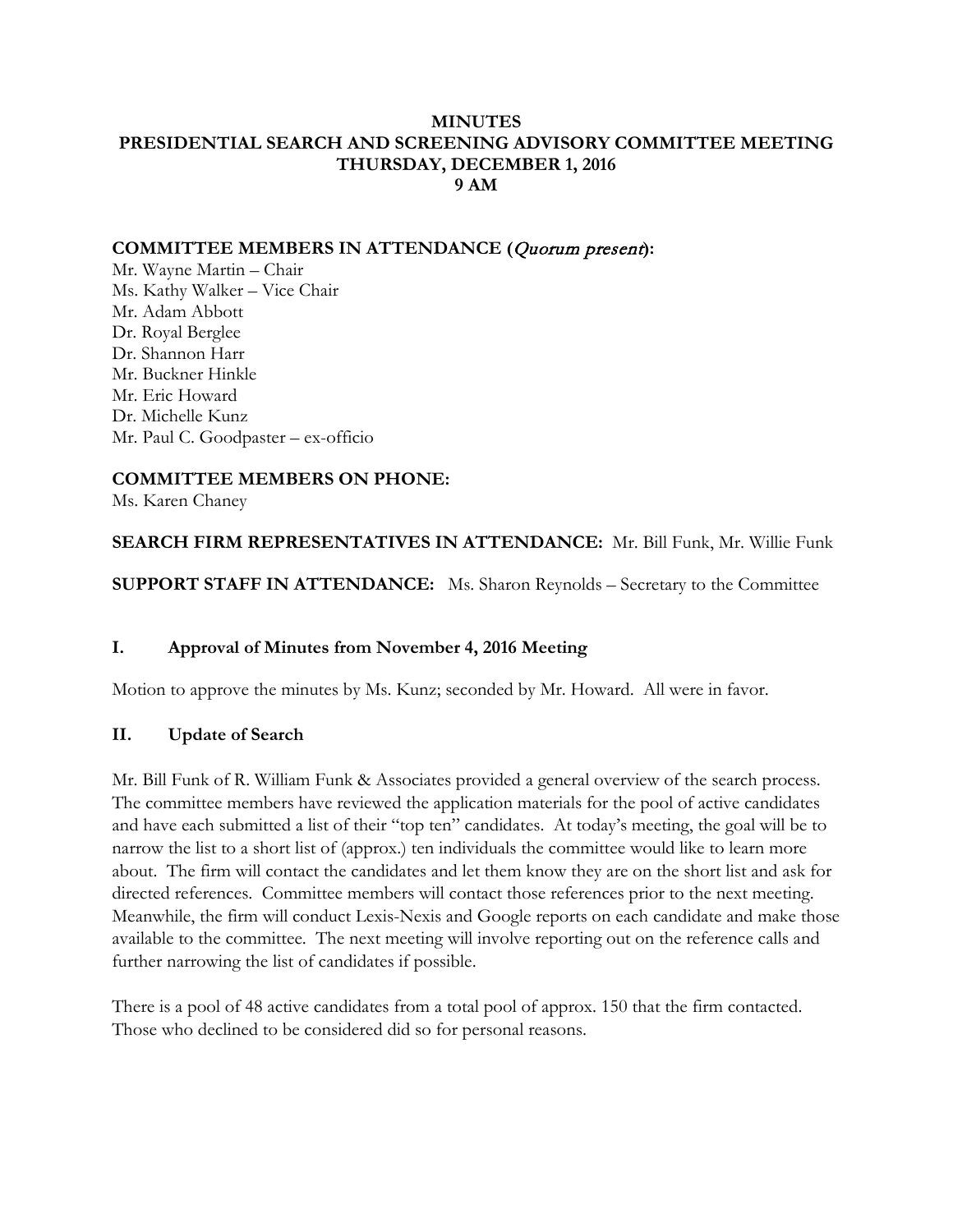# MINUTES
# PRESIDENTIAL SEARCH AND SCREENING ADVISORY COMMITTEE MEETING
# THURSDAY, DECEMBER 1, 2016
# 9 AM

**COMMITTEE MEMBERS IN ATTENDANCE (*Quorum present*):**

Mr. Wayne Martin – Chair
Ms. Kathy Walker – Vice Chair
Mr. Adam Abbott
Dr. Royal Berglee
Dr. Shannon Harr
Mr. Buckner Hinkle
Mr. Eric Howard
Dr. Michelle Kunz
Mr. Paul C. Goodpaster – ex-officio

**COMMITTEE MEMBERS ON PHONE:**

Ms. Karen Chaney

**SEARCH FIRM REPRESENTATIVES IN ATTENDANCE:** Mr. Bill Funk, Mr. Willie Funk

**SUPPORT STAFF IN ATTENDANCE:** Ms. Sharon Reynolds – Secretary to the Committee

## I. Approval of Minutes from November 4, 2016 Meeting

Motion to approve the minutes by Ms. Kunz; seconded by Mr. Howard. All were in favor.

## II. Update of Search

Mr. Bill Funk of R. William Funk & Associates provided a general overview of the search process. The committee members have reviewed the application materials for the pool of active candidates and have each submitted a list of their "top ten" candidates. At today's meeting, the goal will be to narrow the list to a short list of (approx.) ten individuals the committee would like to learn more about. The firm will contact the candidates and let them know they are on the short list and ask for directed references. Committee members will contact those references prior to the next meeting. Meanwhile, the firm will conduct Lexis-Nexis and Google reports on each candidate and make those available to the committee. The next meeting will involve reporting out on the reference calls and further narrowing the list of candidates if possible.

There is a pool of 48 active candidates from a total pool of approx. 150 that the firm contacted. Those who declined to be considered did so for personal reasons.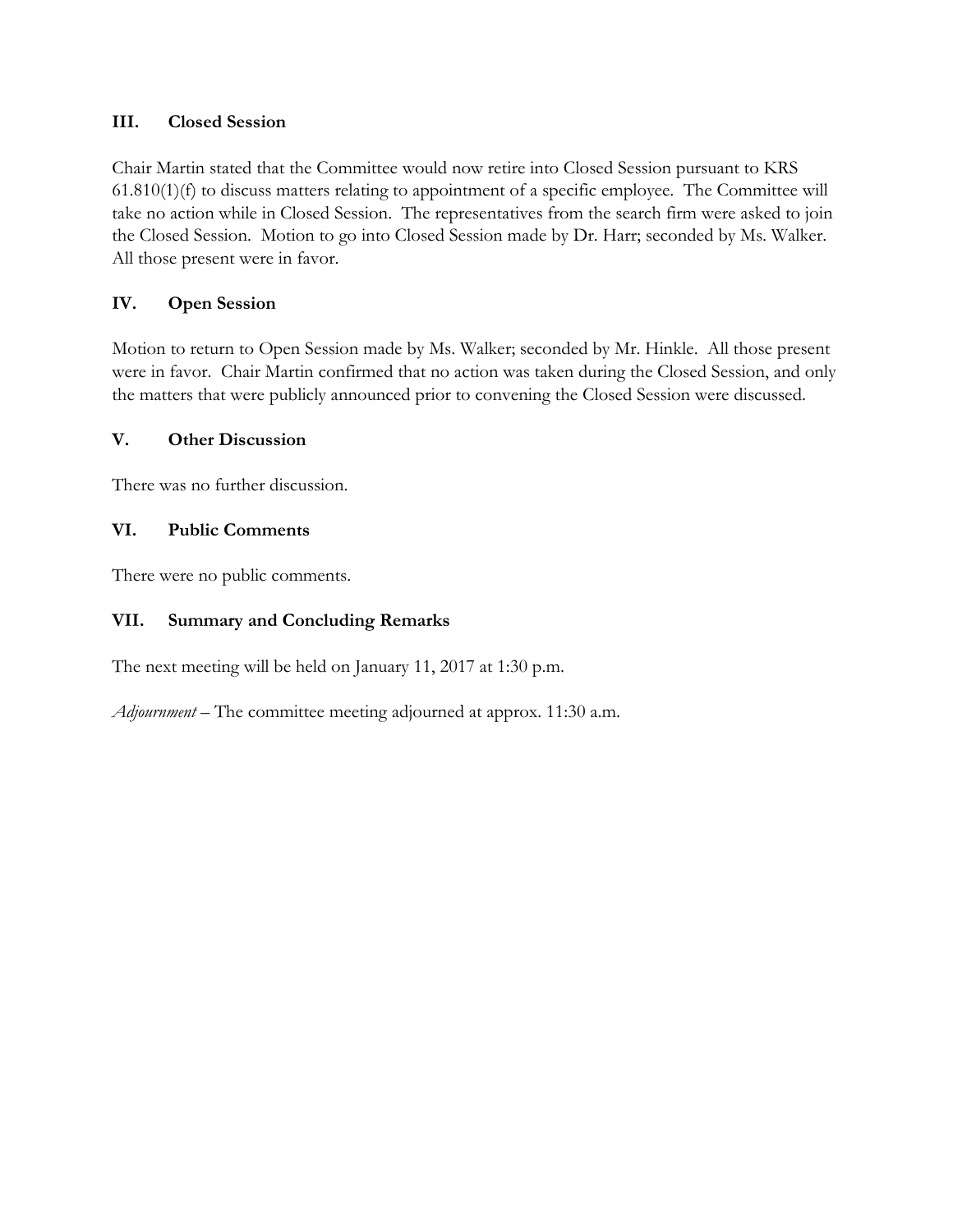## III. Closed Session

Chair Martin stated that the Committee would now retire into Closed Session pursuant to KRS 61.810(1)(f) to discuss matters relating to appointment of a specific employee. The Committee will take no action while in Closed Session. The representatives from the search firm were asked to join the Closed Session. Motion to go into Closed Session made by Dr. Harr; seconded by Ms. Walker. All those present were in favor.

## IV. Open Session

Motion to return to Open Session made by Ms. Walker; seconded by Mr. Hinkle. All those present were in favor. Chair Martin confirmed that no action was taken during the Closed Session, and only the matters that were publicly announced prior to convening the Closed Session were discussed.

## V. Other Discussion

There was no further discussion.

## VI. Public Comments

There were no public comments.

## VII. Summary and Concluding Remarks

The next meeting will be held on January 11, 2017 at 1:30 p.m.

*Adjournment* – The committee meeting adjourned at approx. 11:30 a.m.